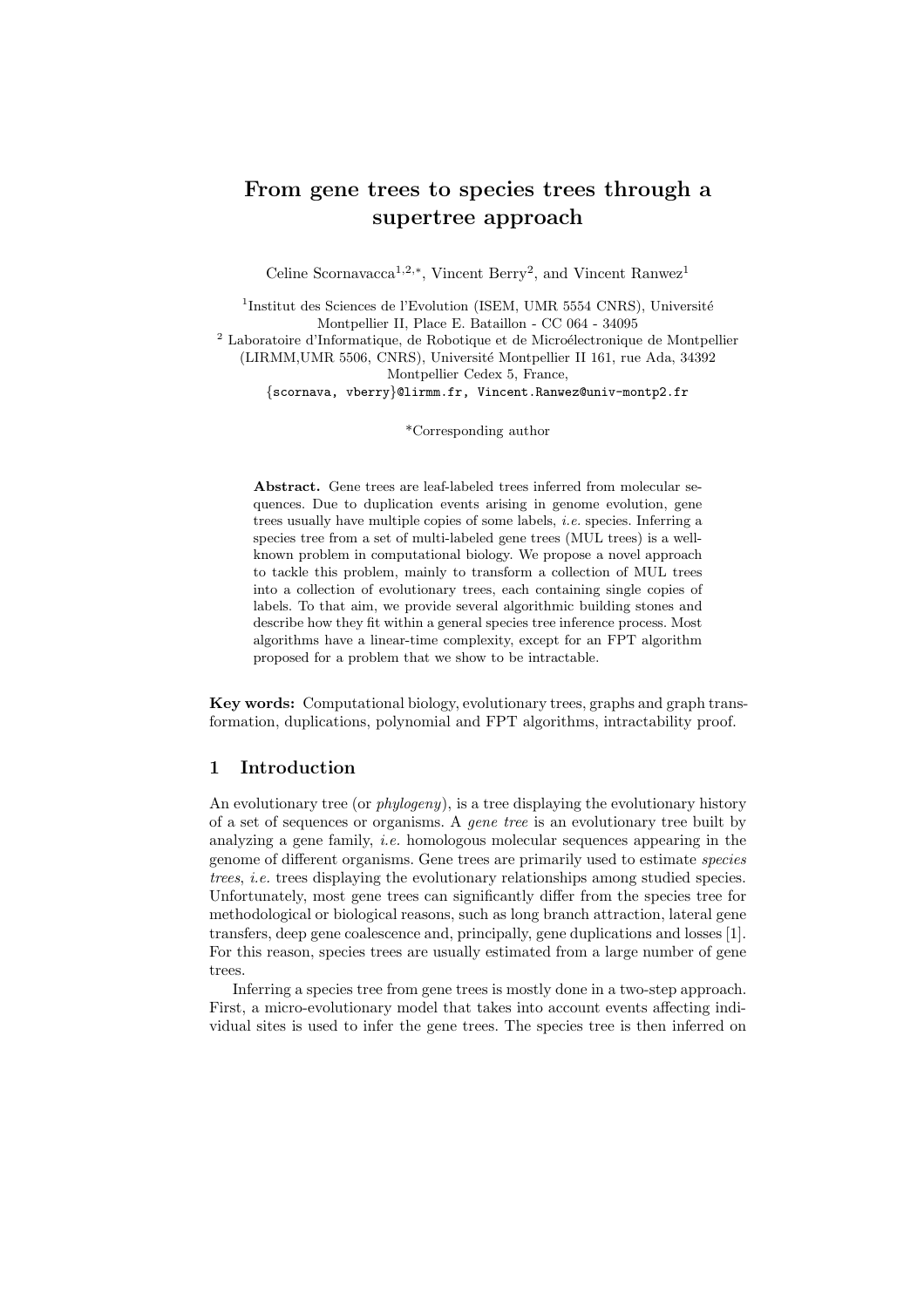# From gene trees to species trees through a supertree approach

Celine Scornavacca[1,2,*], Vincent Berry[2], and Vincent Ranwez[1]

[1]Institut des Sciences de l'Evolution (ISEM, UMR 5554 CNRS), Université Montpellier II, Place E. Bataillon - CC 064 - 34095

[2] Laboratoire d'Informatique, de Robotique et de Microélectronique de Montpellier (LIRMM,UMR 5506, CNRS), Université Montpellier II 161, rue Ada, 34392 Montpellier Cedex 5, France,

{scornava, vberry}@lirmm.fr, Vincent.Ranwez@univ-montp2.fr

*Corresponding author

**Abstract.** Gene trees are leaf-labeled trees inferred from molecular sequences. Due to duplication events arising in genome evolution, gene trees usually have multiple copies of some labels, *i.e.* species. Inferring a species tree from a set of multi-labeled gene trees (MUL trees) is a well-known problem in computational biology. We propose a novel approach to tackle this problem, mainly to transform a collection of MUL trees into a collection of evolutionary trees, each containing single copies of labels. To that aim, we provide several algorithmic building stones and describe how they fit within a general species tree inference process. Most algorithms have a linear-time complexity, except for an FPT algorithm proposed for a problem that we show to be intractable.

**Key words:** Computational biology, evolutionary trees, graphs and graph transformation, duplications, polynomial and FPT algorithms, intractability proof.

## 1 Introduction

An evolutionary tree (or *phylogeny*), is a tree displaying the evolutionary history of a set of sequences or organisms. A *gene tree* is an evolutionary tree built by analyzing a gene family, *i.e.* homologous molecular sequences appearing in the genome of different organisms. Gene trees are primarily used to estimate *species trees*, *i.e.* trees displaying the evolutionary relationships among studied species. Unfortunately, most gene trees can significantly differ from the species tree for methodological or biological reasons, such as long branch attraction, lateral gene transfers, deep gene coalescence and, principally, gene duplications and losses [1]. For this reason, species trees are usually estimated from a large number of gene trees.

Inferring a species tree from gene trees is mostly done in a two-step approach. First, a micro-evolutionary model that takes into account events affecting individual sites is used to infer the gene trees. The species tree is then inferred on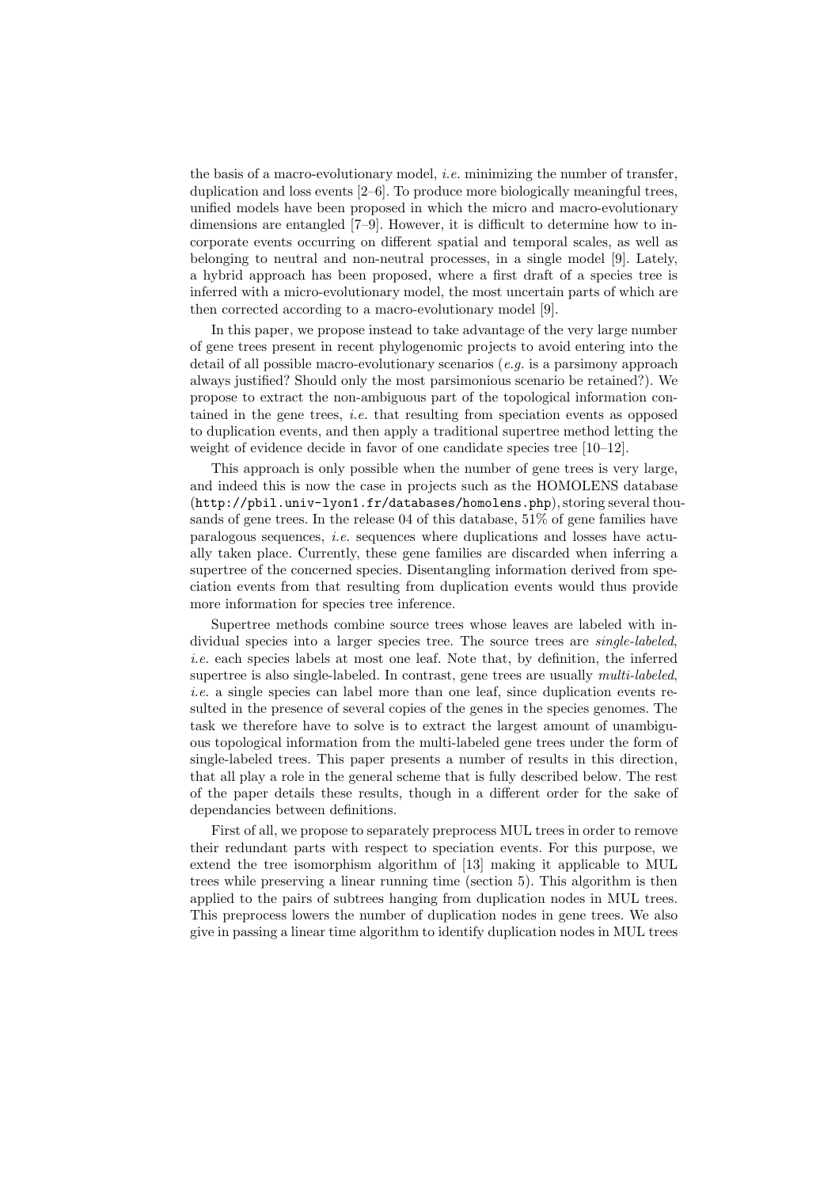the basis of a macro-evolutionary model, *i.e.* minimizing the number of transfer, duplication and loss events [2–6]. To produce more biologically meaningful trees, unified models have been proposed in which the micro and macro-evolutionary dimensions are entangled [7–9]. However, it is difficult to determine how to incorporate events occurring on different spatial and temporal scales, as well as belonging to neutral and non-neutral processes, in a single model [9]. Lately, a hybrid approach has been proposed, where a first draft of a species tree is inferred with a micro-evolutionary model, the most uncertain parts of which are then corrected according to a macro-evolutionary model [9].

In this paper, we propose instead to take advantage of the very large number of gene trees present in recent phylogenomic projects to avoid entering into the detail of all possible macro-evolutionary scenarios (*e.g.* is a parsimony approach always justified? Should only the most parsimonious scenario be retained?). We propose to extract the non-ambiguous part of the topological information contained in the gene trees, *i.e.* that resulting from speciation events as opposed to duplication events, and then apply a traditional supertree method letting the weight of evidence decide in favor of one candidate species tree [10–12].

This approach is only possible when the number of gene trees is very large, and indeed this is now the case in projects such as the HOMOLENS database (`http://pbil.univ-lyon1.fr/databases/homolens.php`), storing several thousands of gene trees. In the release 04 of this database, 51% of gene families have paralogous sequences, *i.e.* sequences where duplications and losses have actually taken place. Currently, these gene families are discarded when inferring a supertree of the concerned species. Disentangling information derived from speciation events from that resulting from duplication events would thus provide more information for species tree inference.

Supertree methods combine source trees whose leaves are labeled with individual species into a larger species tree. The source trees are *single-labeled*, *i.e.* each species labels at most one leaf. Note that, by definition, the inferred supertree is also single-labeled. In contrast, gene trees are usually *multi-labeled*, *i.e.* a single species can label more than one leaf, since duplication events resulted in the presence of several copies of the genes in the species genomes. The task we therefore have to solve is to extract the largest amount of unambiguous topological information from the multi-labeled gene trees under the form of single-labeled trees. This paper presents a number of results in this direction, that all play a role in the general scheme that is fully described below. The rest of the paper details these results, though in a different order for the sake of dependancies between definitions.

First of all, we propose to separately preprocess MUL trees in order to remove their redundant parts with respect to speciation events. For this purpose, we extend the tree isomorphism algorithm of [13] making it applicable to MUL trees while preserving a linear running time (section 5). This algorithm is then applied to the pairs of subtrees hanging from duplication nodes in MUL trees. This preprocess lowers the number of duplication nodes in gene trees. We also give in passing a linear time algorithm to identify duplication nodes in MUL trees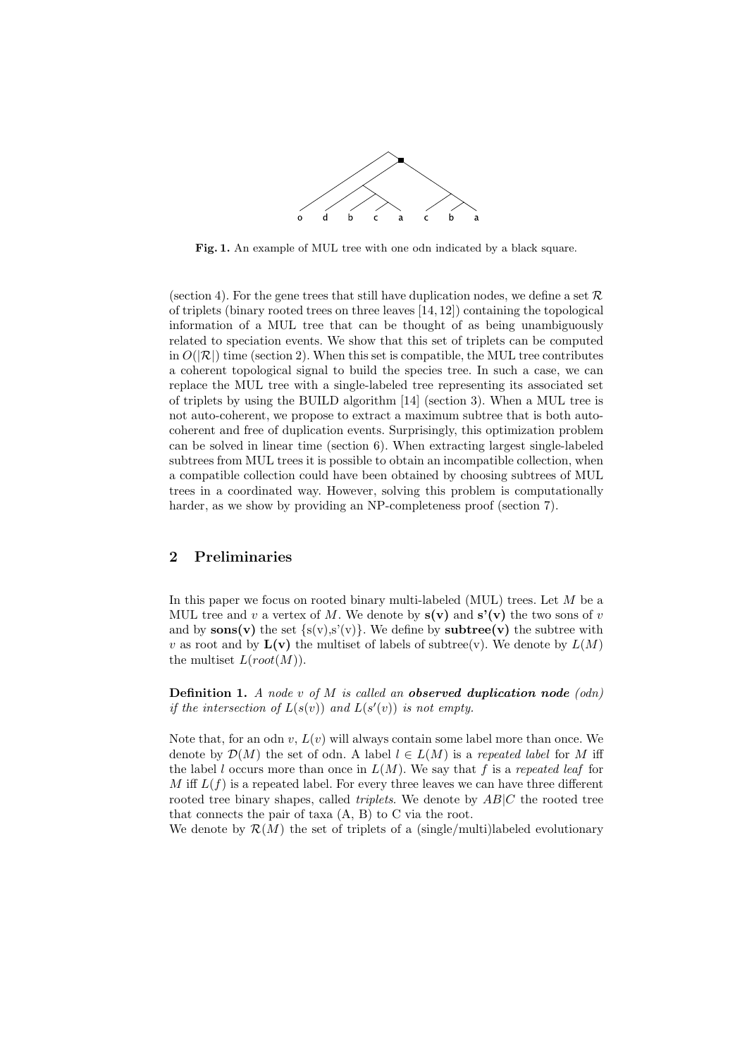o d b c a c b a

**Fig. 1.** An example of MUL tree with one odn indicated by a black square.

(section 4). For the gene trees that still have duplication nodes, we define a set $\mathcal{R}$ of triplets (binary rooted trees on three leaves [14, 12]) containing the topological information of a MUL tree that can be thought of as being unambiguously related to speciation events. We show that this set of triplets can be computed in $O(|\mathcal{R}|)$ time (section 2). When this set is compatible, the MUL tree contributes a coherent topological signal to build the species tree. In such a case, we can replace the MUL tree with a single-labeled tree representing its associated set of triplets by using the BUILD algorithm [14] (section 3). When a MUL tree is not auto-coherent, we propose to extract a maximum subtree that is both auto-coherent and free of duplication events. Surprisingly, this optimization problem can be solved in linear time (section 6). When extracting largest single-labeled subtrees from MUL trees it is possible to obtain an incompatible collection, when a compatible collection could have been obtained by choosing subtrees of MUL trees in a coordinated way. However, solving this problem is computationally harder, as we show by providing an NP-completeness proof (section 7).

## 2 Preliminaries

In this paper we focus on rooted binary multi-labeled (MUL) trees. Let $M$ be a MUL tree and $v$ a vertex of $M$. We denote by **s(v)** and **s'(v)** the two sons of $v$ and by **sons(v)** the set {s(v),s'(v)}. We define by **subtree(v)** the subtree with $v$ as root and by **L(v)** the multiset of labels of subtree(v). We denote by $L(M)$ the multiset $L(root(M))$.

**Definition 1.** *A node $v$ of $M$ is called an **observed duplication node** (odn) if the intersection of $L(s(v))$ and $L(s'(v))$ is not empty.*

Note that, for an odn $v$, $L(v)$ will always contain some label more than once. We denote by $\mathcal{D}(M)$ the set of odn. A label $l \in L(M)$ is a *repeated label* for $M$ iff the label $l$ occurs more than once in $L(M)$. We say that $f$ is a *repeated leaf* for $M$ iff $L(f)$ is a repeated label. For every three leaves we can have three different rooted tree binary shapes, called *triplets*. We denote by $AB|C$ the rooted tree that connects the pair of taxa (A, B) to C via the root.

We denote by $\mathcal{R}(M)$ the set of triplets of a (single/multi)labeled evolutionary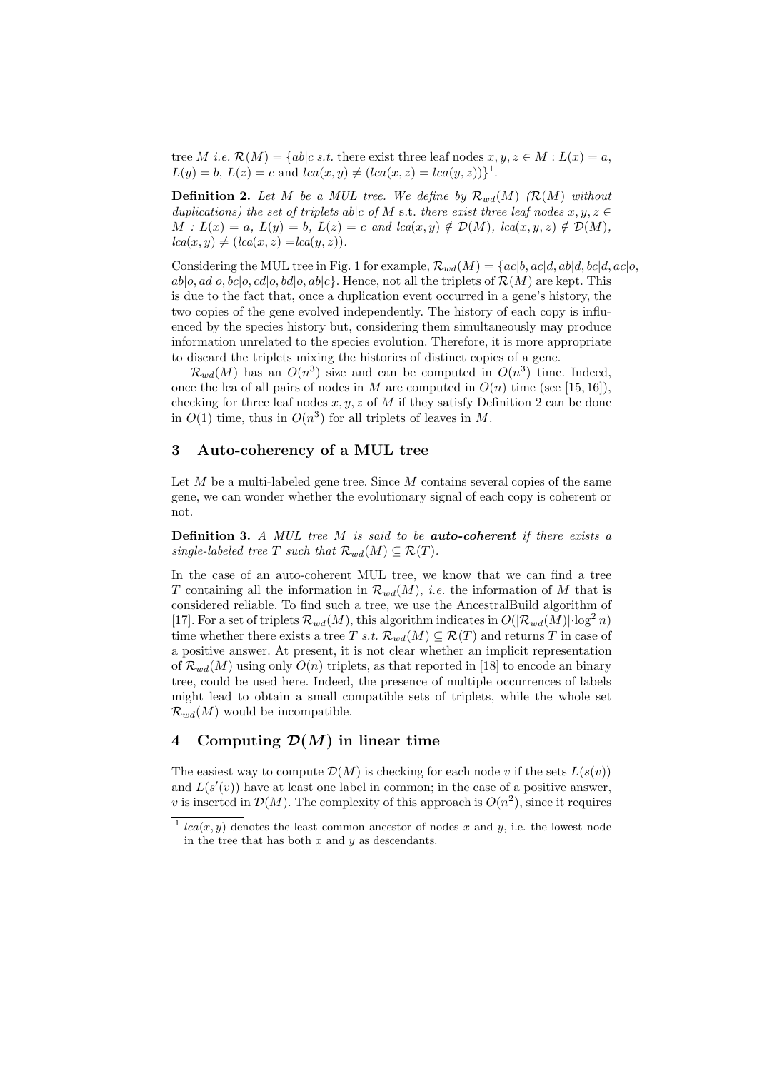tree $M$ *i.e.* $\mathcal{R}(M) = \{ab|c$ *s.t.* there exist three leaf nodes $x, y, z \in M : L(x) = a$, $L(y) = b$, $L(z) = c$ and $lca(x, y) \neq (lca(x, z) = lca(y, z))\}$[1].

**Definition 2.** *Let $M$ be a MUL tree. We define by $\mathcal{R}_{wd}(M)$ ($\mathcal{R}(M)$ without duplications) the set of triplets $ab|c$ of $M$ s.t. there exist three leaf nodes $x, y, z \in M : L(x) = a$, $L(y) = b$, $L(z) = c$ and $lca(x, y) \notin \mathcal{D}(M)$, $lca(x, y, z) \notin \mathcal{D}(M)$, $lca(x, y) \neq (lca(x, z) = lca(y, z))$.*

Considering the MUL tree in Fig. 1 for example, $\mathcal{R}_{wd}(M) = \{ac|b, ac|d, ab|d, bc|d, ac|o, ab|o, ad|o, bc|o, cd|o, bd|o, ab|c\}$. Hence, not all the triplets of $\mathcal{R}(M)$ are kept. This is due to the fact that, once a duplication event occurred in a gene's history, the two copies of the gene evolved independently. The history of each copy is influenced by the species history but, considering them simultaneously may produce information unrelated to the species evolution. Therefore, it is more appropriate to discard the triplets mixing the histories of distinct copies of a gene.

$\mathcal{R}_{wd}(M)$ has an $O(n^3)$ size and can be computed in $O(n^3)$ time. Indeed, once the lca of all pairs of nodes in $M$ are computed in $O(n)$ time (see [15, 16]), checking for three leaf nodes $x, y, z$ of $M$ if they satisfy Definition 2 can be done in $O(1)$ time, thus in $O(n^3)$ for all triplets of leaves in $M$.

## 3 Auto-coherency of a MUL tree

Let $M$ be a multi-labeled gene tree. Since $M$ contains several copies of the same gene, we can wonder whether the evolutionary signal of each copy is coherent or not.

**Definition 3.** *A MUL tree $M$ is said to be **auto-coherent** if there exists a single-labeled tree $T$ such that $\mathcal{R}_{wd}(M) \subseteq \mathcal{R}(T)$.*

In the case of an auto-coherent MUL tree, we know that we can find a tree $T$ containing all the information in $\mathcal{R}_{wd}(M)$, *i.e.* the information of $M$ that is considered reliable. To find such a tree, we use the AncestralBuild algorithm of [17]. For a set of triplets $\mathcal{R}_{wd}(M)$, this algorithm indicates in $O(|\mathcal{R}_{wd}(M)| \cdot \log^2 n)$ time whether there exists a tree $T$ *s.t.* $\mathcal{R}_{wd}(M) \subseteq \mathcal{R}(T)$ and returns $T$ in case of a positive answer. At present, it is not clear whether an implicit representation of $\mathcal{R}_{wd}(M)$ using only $O(n)$ triplets, as that reported in [18] to encode an binary tree, could be used here. Indeed, the presence of multiple occurrences of labels might lead to obtain a small compatible sets of triplets, while the whole set $\mathcal{R}_{wd}(M)$ would be incompatible.

## 4 Computing $\mathcal{D}(M)$ in linear time

The easiest way to compute $\mathcal{D}(M)$ is checking for each node $v$ if the sets $L(s(v))$ and $L(s'(v))$ have at least one label in common; in the case of a positive answer, $v$ is inserted in $\mathcal{D}(M)$. The complexity of this approach is $O(n^2)$, since it requires

[1] $lca(x, y)$ denotes the least common ancestor of nodes $x$ and $y$, i.e. the lowest node in the tree that has both $x$ and $y$ as descendants.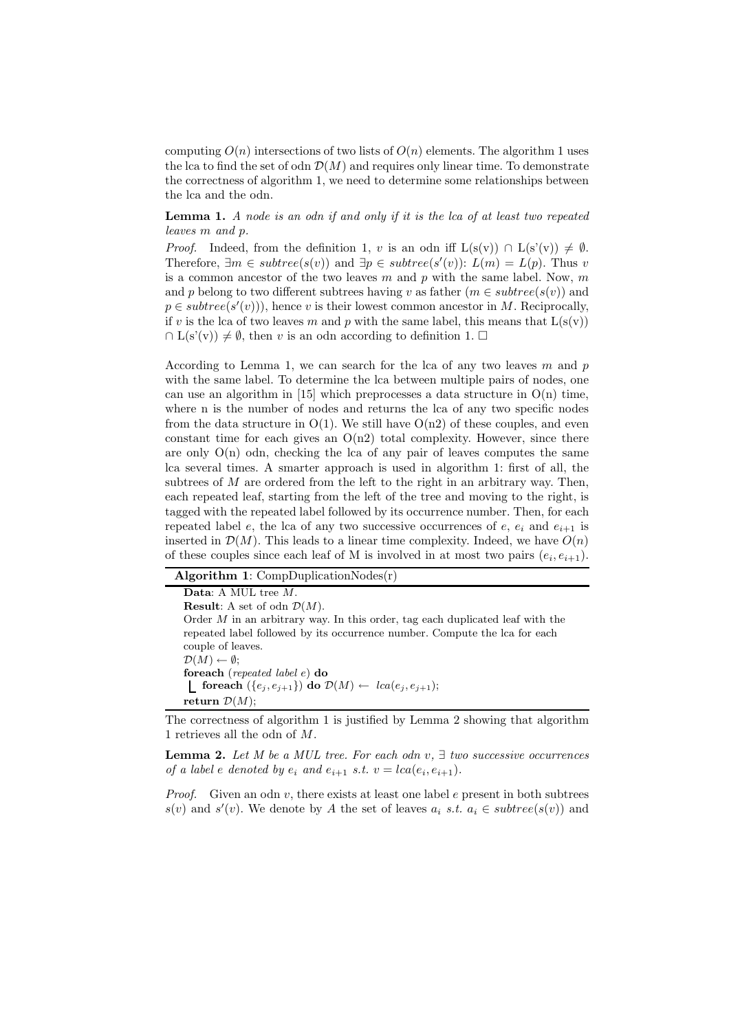computing $O(n)$ intersections of two lists of $O(n)$ elements. The algorithm 1 uses the lca to find the set of odn $\mathcal{D}(M)$ and requires only linear time. To demonstrate the correctness of algorithm 1, we need to determine some relationships between the lca and the odn.

**Lemma 1.** *A node is an odn if and only if it is the lca of at least two repeated leaves $m$ and $p$.*

*Proof.* Indeed, from the definition 1, $v$ is an odn iff L(s(v)) $\cap$ L(s'(v)) $\neq \emptyset$. Therefore, $\exists m \in subtree(s(v))$ and $\exists p \in subtree(s'(v))$: $L(m) = L(p)$. Thus $v$ is a common ancestor of the two leaves $m$ and $p$ with the same label. Now, $m$ and $p$ belong to two different subtrees having $v$ as father ($m \in subtree(s(v))$ and $p \in subtree(s'(v))$), hence $v$ is their lowest common ancestor in $M$. Reciprocally, if $v$ is the lca of two leaves $m$ and $p$ with the same label, this means that L(s(v)) $\cap$ L(s'(v)) $\neq \emptyset$, then $v$ is an odn according to definition 1. □

According to Lemma 1, we can search for the lca of any two leaves $m$ and $p$ with the same label. To determine the lca between multiple pairs of nodes, one can use an algorithm in [15] which preprocesses a data structure in O(n) time, where n is the number of nodes and returns the lca of any two specific nodes from the data structure in O(1). We still have O(n2) of these couples, and even constant time for each gives an O(n2) total complexity. However, since there are only O(n) odn, checking the lca of any pair of leaves computes the same lca several times. A smarter approach is used in algorithm 1: first of all, the subtrees of $M$ are ordered from the left to the right in an arbitrary way. Then, each repeated leaf, starting from the left of the tree and moving to the right, is tagged with the repeated label followed by its occurrence number. Then, for each repeated label $e$, the lca of any two successive occurrences of $e$, $e_i$ and $e_{i+1}$ is inserted in $\mathcal{D}(M)$. This leads to a linear time complexity. Indeed, we have $O(n)$ of these couples since each leaf of M is involved in at most two pairs $(e_i, e_{i+1})$.

**Algorithm 1**: CompDuplicationNodes(r)

**Data**: A MUL tree $M$.
**Result**: A set of odn $\mathcal{D}(M)$.
Order $M$ in an arbitrary way. In this order, tag each duplicated leaf with the repeated label followed by its occurrence number. Compute the lca for each couple of leaves.
$\mathcal{D}(M) \leftarrow \emptyset$;
**foreach** (*repeated label e*) **do**
  **foreach** $(\{e_j, e_{j+1}\})$ **do** $\mathcal{D}(M) \leftarrow lca(e_j, e_{j+1})$;
**return** $\mathcal{D}(M)$;

The correctness of algorithm 1 is justified by Lemma 2 showing that algorithm 1 retrieves all the odn of $M$.

**Lemma 2.** *Let $M$ be a MUL tree. For each odn $v$, $\exists$ two successive occurrences of a label $e$ denoted by $e_i$ and $e_{i+1}$ s.t. $v = lca(e_i, e_{i+1})$.*

*Proof.* Given an odn $v$, there exists at least one label $e$ present in both subtrees $s(v)$ and $s'(v)$. We denote by $A$ the set of leaves $a_i$ s.t. $a_i \in subtree(s(v))$ and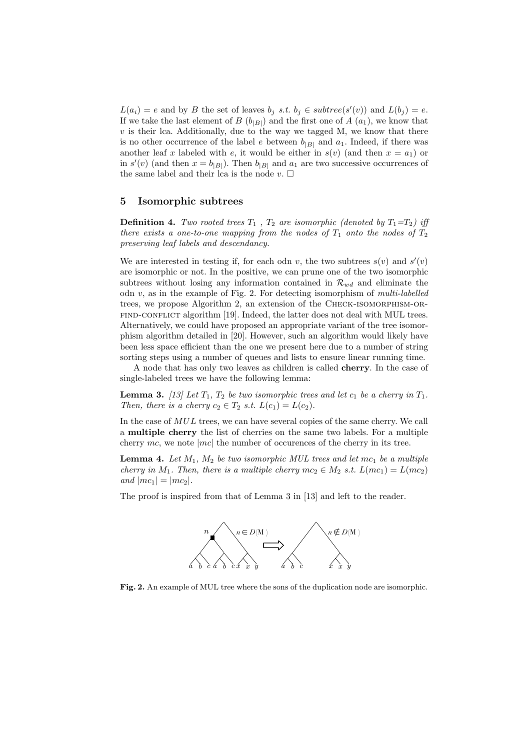$L(a_i) = e$ and by $B$ the set of leaves $b_j$ *s.t.* $b_j \in subtree(s'(v))$ and $L(b_j) = e$. If we take the last element of $B$ ($b_{|B|}$) and the first one of $A$ ($a_1$), we know that $v$ is their lca. Additionally, due to the way we tagged M, we know that there is no other occurrence of the label $e$ between $b_{|B|}$ and $a_1$. Indeed, if there was another leaf $x$ labeled with $e$, it would be either in $s(v)$ (and then $x = a_1$) or in $s'(v)$ (and then $x = b_{|B|}$). Then $b_{|B|}$ and $a_1$ are two successive occurrences of the same label and their lca is the node $v$. □

## 5 Isomorphic subtrees

**Definition 4.** *Two rooted trees $T_1$ , $T_2$ are isomorphic (denoted by $T_1$=$T_2$) iff there exists a one-to-one mapping from the nodes of $T_1$ onto the nodes of $T_2$ preserving leaf labels and descendancy.*

We are interested in testing if, for each odn $v$, the two subtrees $s(v)$ and $s'(v)$ are isomorphic or not. In the positive, we can prune one of the two isomorphic subtrees without losing any information contained in $\mathcal{R}_{wd}$ and eliminate the odn $v$, as in the example of Fig. 2. For detecting isomorphism of *multi-labelled* trees, we propose Algorithm 2, an extension of the Check-isomorphism-or-find-conflict algorithm [19]. Indeed, the latter does not deal with MUL trees. Alternatively, we could have proposed an appropriate variant of the tree isomorphism algorithm detailed in [20]. However, such an algorithm would likely have been less space efficient than the one we present here due to a number of string sorting steps using a number of queues and lists to ensure linear running time.

A node that has only two leaves as children is called **cherry**. In the case of single-labeled trees we have the following lemma:

**Lemma 3.** *[13] Let $T_1$, $T_2$ be two isomorphic trees and let $c_1$ be a cherry in $T_1$. Then, there is a cherry $c_2 \in T_2$ s.t. $L(c_1) = L(c_2)$.*

In the case of $MUL$ trees, we can have several copies of the same cherry. We call a **multiple cherry** the list of cherries on the same two labels. For a multiple cherry $mc$, we note $|mc|$ the number of occurences of the cherry in its tree.

**Lemma 4.** *Let $M_1$, $M_2$ be two isomorphic MUL trees and let $mc_1$ be a multiple cherry in $M_1$. Then, there is a multiple cherry $mc_2 \in M_2$ s.t. $L(mc_1) = L(mc_2)$ and $|mc_1| = |mc_2|$.*

The proof is inspired from that of Lemma 3 in [13] and left to the reader.

n
$n \in D(M)$
a b c a b c x x y
$n \notin D(M)$
a b c x x y

**Fig. 2.** An example of MUL tree where the sons of the duplication node are isomorphic.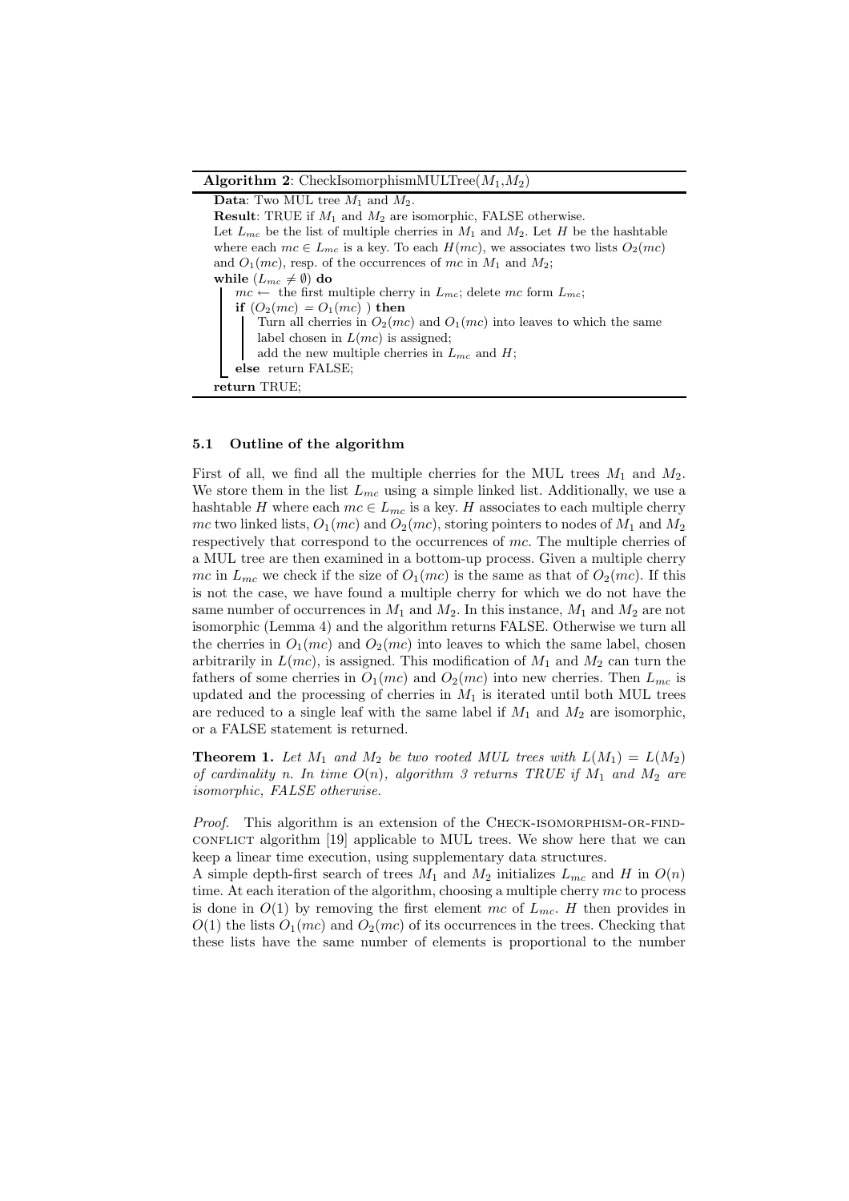**Algorithm 2**: CheckIsomorphismMULTree($M_1$,$M_2$)

```
Data: Two MUL tree M_1 and M_2.
Result: TRUE if M_1 and M_2 are isomorphic, FALSE otherwise.
Let L_mc be the list of multiple cherries in M_1 and M_2. Let H be the hashtable
where each mc ∈ L_mc is a key. To each H(mc), we associates two lists O_2(mc)
and O_1(mc), resp. of the occurrences of mc in M_1 and M_2;
while (L_mc ≠ ∅) do
    mc ← the first multiple cherry in L_mc; delete mc form L_mc;
    if (O_2(mc) = O_1(mc) ) then
        Turn all cherries in O_2(mc) and O_1(mc) into leaves to which the same
        label chosen in L(mc) is assigned;
        add the new multiple cherries in L_mc and H;
    else return FALSE;
return TRUE;
```

### 5.1 Outline of the algorithm

First of all, we find all the multiple cherries for the MUL trees $M_1$ and $M_2$. We store them in the list $L_{mc}$ using a simple linked list. Additionally, we use a hashtable $H$ where each $mc \in L_{mc}$ is a key. $H$ associates to each multiple cherry $mc$ two linked lists, $O_1(mc)$ and $O_2(mc)$, storing pointers to nodes of $M_1$ and $M_2$ respectively that correspond to the occurrences of $mc$. The multiple cherries of a MUL tree are then examined in a bottom-up process. Given a multiple cherry $mc$ in $L_{mc}$ we check if the size of $O_1(mc)$ is the same as that of $O_2(mc)$. If this is not the case, we have found a multiple cherry for which we do not have the same number of occurrences in $M_1$ and $M_2$. In this instance, $M_1$ and $M_2$ are not isomorphic (Lemma 4) and the algorithm returns FALSE. Otherwise we turn all the cherries in $O_1(mc)$ and $O_2(mc)$ into leaves to which the same label, chosen arbitrarily in $L(mc)$, is assigned. This modification of $M_1$ and $M_2$ can turn the fathers of some cherries in $O_1(mc)$ and $O_2(mc)$ into new cherries. Then $L_{mc}$ is updated and the processing of cherries in $M_1$ is iterated until both MUL trees are reduced to a single leaf with the same label if $M_1$ and $M_2$ are isomorphic, or a FALSE statement is returned.

**Theorem 1.** *Let $M_1$ and $M_2$ be two rooted MUL trees with $L(M_1) = L(M_2)$ of cardinality $n$. In time $O(n)$, algorithm 3 returns TRUE if $M_1$ and $M_2$ are isomorphic, FALSE otherwise.*

*Proof.* This algorithm is an extension of the CHECK-ISOMORPHISM-OR-FIND-CONFLICT algorithm [19] applicable to MUL trees. We show here that we can keep a linear time execution, using supplementary data structures.
A simple depth-first search of trees $M_1$ and $M_2$ initializes $L_{mc}$ and $H$ in $O(n)$ time. At each iteration of the algorithm, choosing a multiple cherry $mc$ to process is done in $O(1)$ by removing the first element $mc$ of $L_{mc}$. $H$ then provides in $O(1)$ the lists $O_1(mc)$ and $O_2(mc)$ of its occurrences in the trees. Checking that these lists have the same number of elements is proportional to the number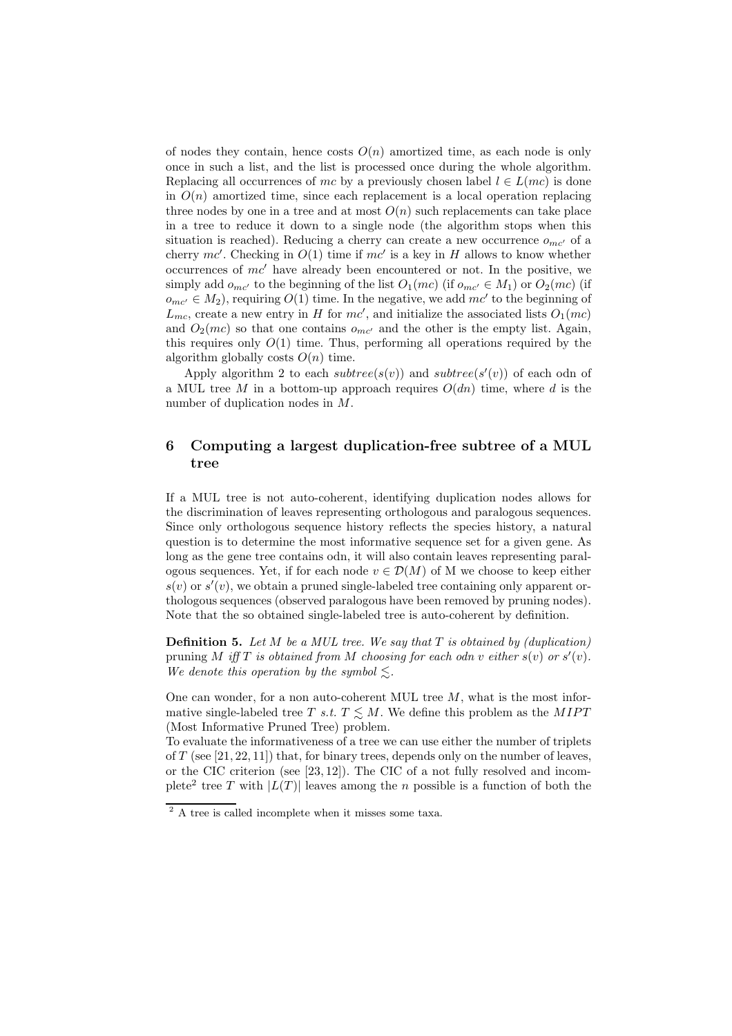of nodes they contain, hence costs $O(n)$ amortized time, as each node is only once in such a list, and the list is processed once during the whole algorithm. Replacing all occurrences of $mc$ by a previously chosen label $l \in L(mc)$ is done in $O(n)$ amortized time, since each replacement is a local operation replacing three nodes by one in a tree and at most $O(n)$ such replacements can take place in a tree to reduce it down to a single node (the algorithm stops when this situation is reached). Reducing a cherry can create a new occurrence $o_{mc'}$ of a cherry $mc'$. Checking in $O(1)$ time if $mc'$ is a key in $H$ allows to know whether occurrences of $mc'$ have already been encountered or not. In the positive, we simply add $o_{mc'}$ to the beginning of the list $O_1(mc)$ (if $o_{mc'} \in M_1$) or $O_2(mc)$ (if $o_{mc'} \in M_2$), requiring $O(1)$ time. In the negative, we add $mc'$ to the beginning of $L_{mc}$, create a new entry in $H$ for $mc'$, and initialize the associated lists $O_1(mc)$ and $O_2(mc)$ so that one contains $o_{mc'}$ and the other is the empty list. Again, this requires only $O(1)$ time. Thus, performing all operations required by the algorithm globally costs $O(n)$ time.

Apply algorithm 2 to each $subtree(s(v))$ and $subtree(s'(v))$ of each odn of a MUL tree $M$ in a bottom-up approach requires $O(dn)$ time, where $d$ is the number of duplication nodes in $M$.

## 6 Computing a largest duplication-free subtree of a MUL tree

If a MUL tree is not auto-coherent, identifying duplication nodes allows for the discrimination of leaves representing orthologous and paralogous sequences. Since only orthologous sequence history reflects the species history, a natural question is to determine the most informative sequence set for a given gene. As long as the gene tree contains odn, it will also contain leaves representing paralogous sequences. Yet, if for each node $v \in \mathcal{D}(M)$ of M we choose to keep either $s(v)$ or $s'(v)$, we obtain a pruned single-labeled tree containing only apparent orthologous sequences (observed paralogous have been removed by pruning nodes). Note that the so obtained single-labeled tree is auto-coherent by definition.

**Definition 5.** *Let $M$ be a MUL tree. We say that $T$ is obtained by (duplication)* pruning *$M$ iff $T$ is obtained from $M$ choosing for each odn $v$ either $s(v)$ or $s'(v)$. We denote this operation by the symbol $\lesssim$.*

One can wonder, for a non auto-coherent MUL tree $M$, what is the most informative single-labeled tree $T$ *s.t.* $T \lesssim M$. We define this problem as the *MIPT* (Most Informative Pruned Tree) problem.
To evaluate the informativeness of a tree we can use either the number of triplets of $T$ (see [21, 22, 11]) that, for binary trees, depends only on the number of leaves, or the CIC criterion (see [23, 12]). The CIC of a not fully resolved and incomplete[2] tree $T$ with $|L(T)|$ leaves among the $n$ possible is a function of both the

[2] A tree is called incomplete when it misses some taxa.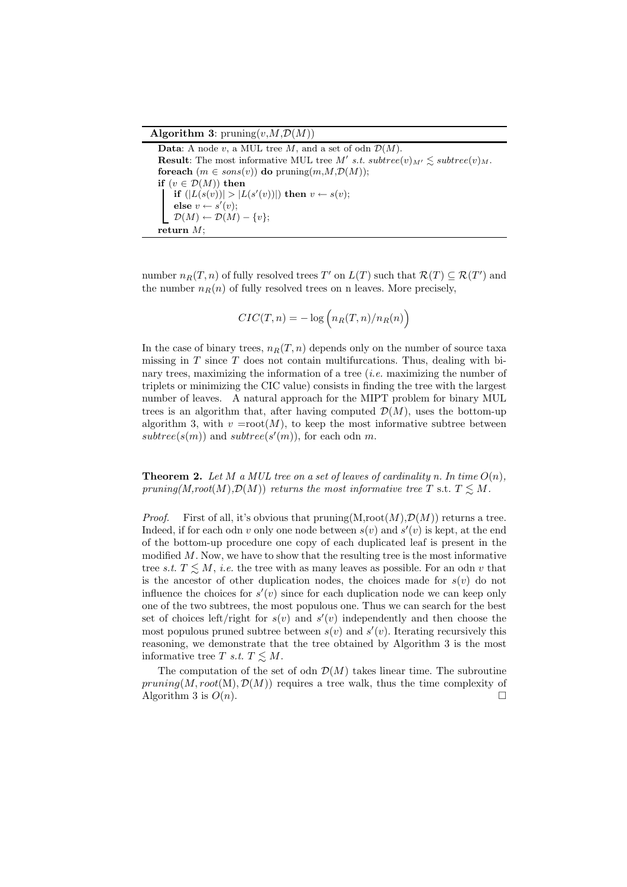**Algorithm 3**: pruning($v$,$M$,$\mathcal{D}(M)$)

```
Data: A node v, a MUL tree M, and a set of odn D(M).
Result: The most informative MUL tree M' s.t. subtree(v)_{M'} ≲ subtree(v)_M.
foreach (m ∈ sons(v)) do pruning(m,M,D(M));
if (v ∈ D(M)) then
    if (|L(s(v))| > |L(s'(v))|) then v ← s(v);
    else v ← s'(v);
    D(M) ← D(M) − {v};
return M;
```

number $n_R(T, n)$ of fully resolved trees $T'$ on $L(T)$ such that $\mathcal{R}(T) \subseteq \mathcal{R}(T')$ and the number $n_R(n)$ of fully resolved trees on n leaves. More precisely,

$$CIC(T, n) = -\log\left(n_R(T, n)/n_R(n)\right)$$

In the case of binary trees, $n_R(T, n)$ depends only on the number of source taxa missing in $T$ since $T$ does not contain multifurcations. Thus, dealing with binary trees, maximizing the information of a tree (*i.e.* maximizing the number of triplets or minimizing the CIC value) consists in finding the tree with the largest number of leaves. A natural approach for the MIPT problem for binary MUL trees is an algorithm that, after having computed $\mathcal{D}(M)$, uses the bottom-up algorithm 3, with $v$ =root($M$), to keep the most informative subtree between $subtree(s(m))$ and $subtree(s'(m))$, for each odn $m$.

**Theorem 2.** *Let $M$ a MUL tree on a set of leaves of cardinality n. In time $O(n)$, pruning($M$,root($M$),$\mathcal{D}(M)$) returns the most informative tree $T$ s.t. $T \lesssim M$.*

*Proof.* First of all, it's obvious that pruning(M,root($M$),$\mathcal{D}(M)$) returns a tree. Indeed, if for each odn $v$ only one node between $s(v)$ and $s'(v)$ is kept, at the end of the bottom-up procedure one copy of each duplicated leaf is present in the modified $M$. Now, we have to show that the resulting tree is the most informative tree *s.t.* $T \lesssim M$, *i.e.* the tree with as many leaves as possible. For an odn $v$ that is the ancestor of other duplication nodes, the choices made for $s(v)$ do not influence the choices for $s'(v)$ since for each duplication node we can keep only one of the two subtrees, the most populous one. Thus we can search for the best set of choices left/right for $s(v)$ and $s'(v)$ independently and then choose the most populous pruned subtree between $s(v)$ and $s'(v)$. Iterating recursively this reasoning, we demonstrate that the tree obtained by Algorithm 3 is the most informative tree $T$ *s.t.* $T \lesssim M$.

The computation of the set of odn $\mathcal{D}(M)$ takes linear time. The subroutine $pruning(M, root(\mathrm{M}), \mathcal{D}(M))$ requires a tree walk, thus the time complexity of Algorithm 3 is $O(n)$. □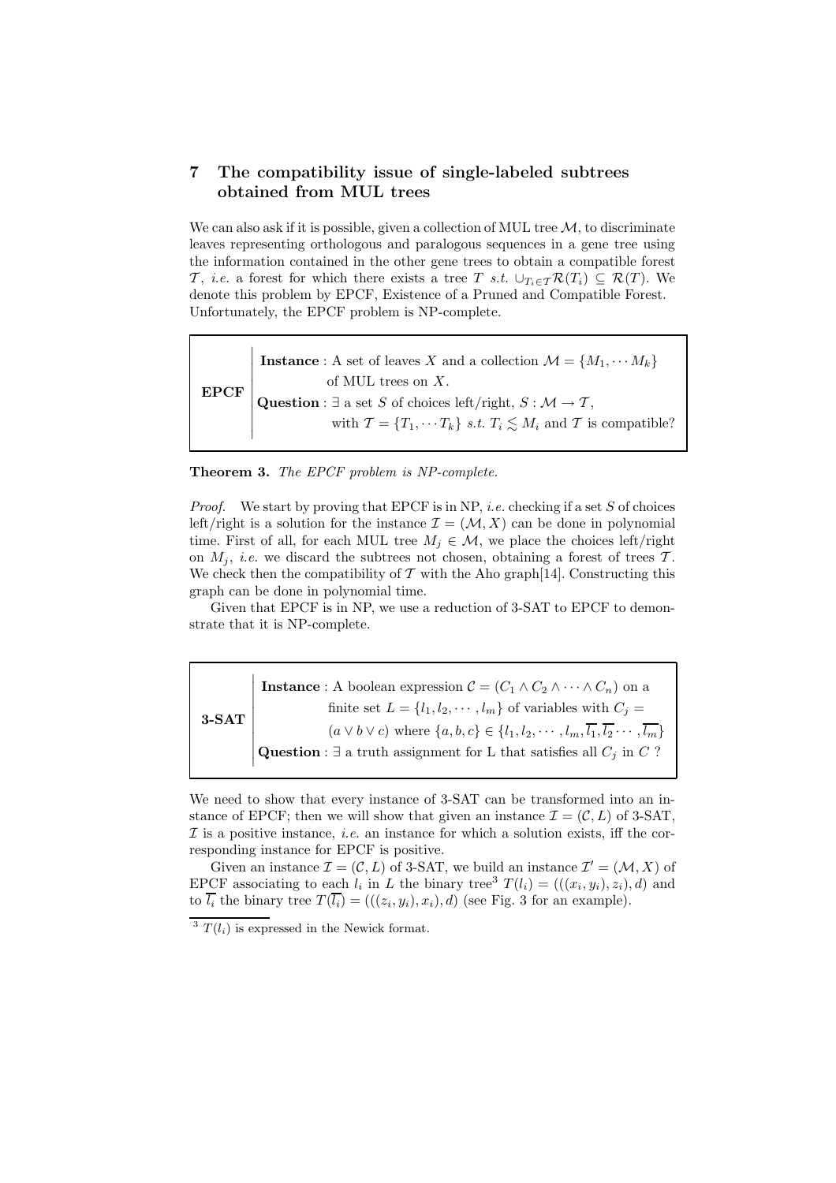## 7 The compatibility issue of single-labeled subtrees obtained from MUL trees

We can also ask if it is possible, given a collection of MUL tree $\mathcal{M}$, to discriminate leaves representing orthologous and paralogous sequences in a gene tree using the information contained in the other gene trees to obtain a compatible forest $\mathcal{T}$, *i.e.* a forest for which there exists a tree $T$ *s.t.* $\cup_{T_i \in \mathcal{T}} \mathcal{R}(T_i) \subseteq \mathcal{R}(T)$. We denote this problem by EPCF, Existence of a Pruned and Compatible Forest. Unfortunately, the EPCF problem is NP-complete.

**EPCF**

**Instance** : A set of leaves $X$ and a collection $\mathcal{M} = \{M_1, \cdots M_k\}$ of MUL trees on $X$.

**Question** : $\exists$ a set $S$ of choices left/right, $S : \mathcal{M} \rightarrow \mathcal{T}$, with $\mathcal{T} = \{T_1, \cdots T_k\}$ *s.t.* $T_i \lesssim M_i$ and $\mathcal{T}$ is compatible?

**Theorem 3.** *The EPCF problem is NP-complete.*

*Proof.* We start by proving that EPCF is in NP, *i.e.* checking if a set $S$ of choices left/right is a solution for the instance $\mathcal{I} = (\mathcal{M}, X)$ can be done in polynomial time. First of all, for each MUL tree $M_j \in \mathcal{M}$, we place the choices left/right on $M_j$, *i.e.* we discard the subtrees not chosen, obtaining a forest of trees $\mathcal{T}$. We check then the compatibility of $\mathcal{T}$ with the Aho graph[14]. Constructing this graph can be done in polynomial time.

Given that EPCF is in NP, we use a reduction of 3-SAT to EPCF to demonstrate that it is NP-complete.

**3-SAT**

**Instance** : A boolean expression $\mathcal{C} = (C_1 \wedge C_2 \wedge \cdots \wedge C_n)$ on a finite set $L = \{l_1, l_2, \cdots, l_m\}$ of variables with $C_j = (a \vee b \vee c)$ where $\{a, b, c\} \in \{l_1, l_2, \cdots, l_m, \overline{l_1}, \overline{l_2} \cdots, \overline{l_m}\}$

**Question** : $\exists$ a truth assignment for L that satisfies all $C_j$ in $C$ ?

We need to show that every instance of 3-SAT can be transformed into an instance of EPCF; then we will show that given an instance $\mathcal{I} = (\mathcal{C}, L)$ of 3-SAT, $\mathcal{I}$ is a positive instance, *i.e.* an instance for which a solution exists, iff the corresponding instance for EPCF is positive.

Given an instance $\mathcal{I} = (\mathcal{C}, L)$ of 3-SAT, we build an instance $\mathcal{I}' = (\mathcal{M}, X)$ of EPCF associating to each $l_i$ in $L$ the binary tree[3] $T(l_i) = (((x_i, y_i), z_i), d)$ and to $\overline{l_i}$ the binary tree $T(\overline{l_i}) = (((z_i, y_i), x_i), d)$ (see Fig. 3 for an example).

[3] $T(l_i)$ is expressed in the Newick format.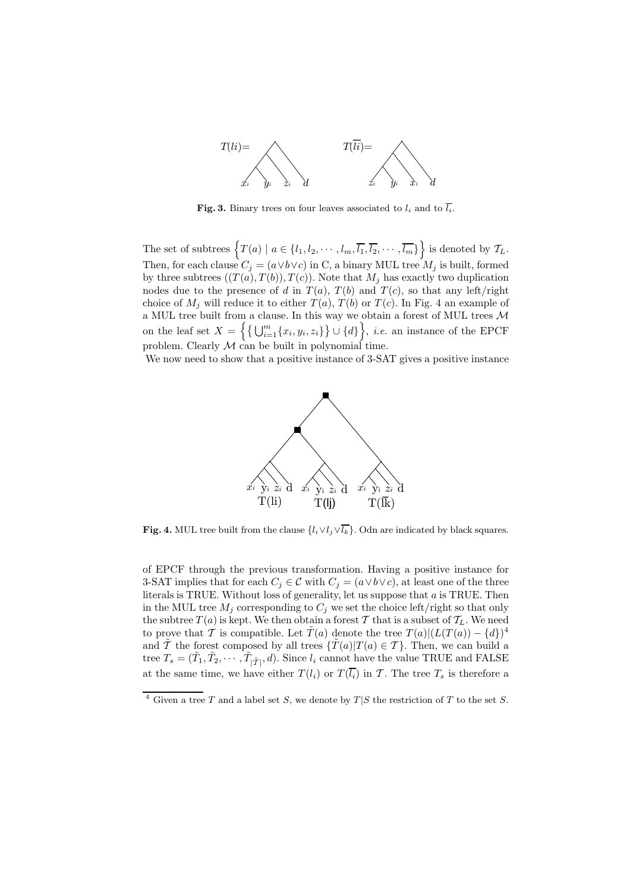$T(li)$=  $T(\overline{li})$=

$x_i$ $y_i$ $z_i$ $d$  $z_i$ $y_i$ $x_i$ $d$

**Fig. 3.** Binary trees on four leaves associated to $l_i$ and to $\overline{l_i}$.

The set of subtrees $\left\{T(a) \mid a \in \{l_1, l_2, \cdots, l_m, \overline{l_1}, \overline{l_2}, \cdots, \overline{l_m}\}\right\}$ is denoted by $\mathcal{T}_L$. Then, for each clause $C_j = (a \vee b \vee c)$ in C, a binary MUL tree $M_j$ is built, formed by three subtrees $((T(a), T(b)), T(c))$. Note that $M_j$ has exactly two duplication nodes due to the presence of $d$ in $T(a)$, $T(b)$ and $T(c)$, so that any left/right choice of $M_j$ will reduce it to either $T(a)$, $T(b)$ or $T(c)$. In Fig. 4 an example of a MUL tree built from a clause. In this way we obtain a forest of MUL trees $\mathcal{M}$ on the leaf set $X = \left\{\left\{\bigcup_{i=1}^{m}\{x_i, y_i, z_i\}\right\} \cup \{d\}\right\}$, *i.e.* an instance of the EPCF problem. Clearly $\mathcal{M}$ can be built in polynomial time.

We now need to show that a positive instance of 3-SAT gives a positive instance

$x_i$ $y_i$ $z_i$ d  $x_i$ $y_i$ $z_i$ d  $x_i$ $y_i$ $z_i$ d

T(li)  T(lj)  T($\overline{\text{lk}}$)

**Fig. 4.** MUL tree built from the clause $\{l_i \vee l_j \vee \overline{l_k}\}$. Odn are indicated by black squares.

of EPCF through the previous transformation. Having a positive instance for 3-SAT implies that for each $C_j \in \mathcal{C}$ with $C_j = (a \vee b \vee c)$, at least one of the three literals is TRUE. Without loss of generality, let us suppose that $a$ is TRUE. Then in the MUL tree $M_j$ corresponding to $C_j$ we set the choice left/right so that only the subtree $T(a)$ is kept. We then obtain a forest $\mathcal{T}$ that is a subset of $\mathcal{T}_L$. We need to prove that $\mathcal{T}$ is compatible. Let $\tilde{T}(a)$ denote the tree $T(a)|(L(T(a)) - \{d\})$[4] and $\tilde{\mathcal{T}}$ the forest composed by all trees $\{\tilde{T}(a)|T(a) \in \mathcal{T}\}$. Then, we can build a tree $T_s = (\tilde{T}_1, \tilde{T}_2, \cdots, \tilde{T}_{|\tilde{\mathcal{T}}|}, d)$. Since $l_i$ cannot have the value TRUE and FALSE at the same time, we have either $T(l_i)$ or $T(\overline{l_i})$ in $\mathcal{T}$. The tree $T_s$ is therefore a

[4] Given a tree $T$ and a label set $S$, we denote by $T|S$ the restriction of $T$ to the set $S$.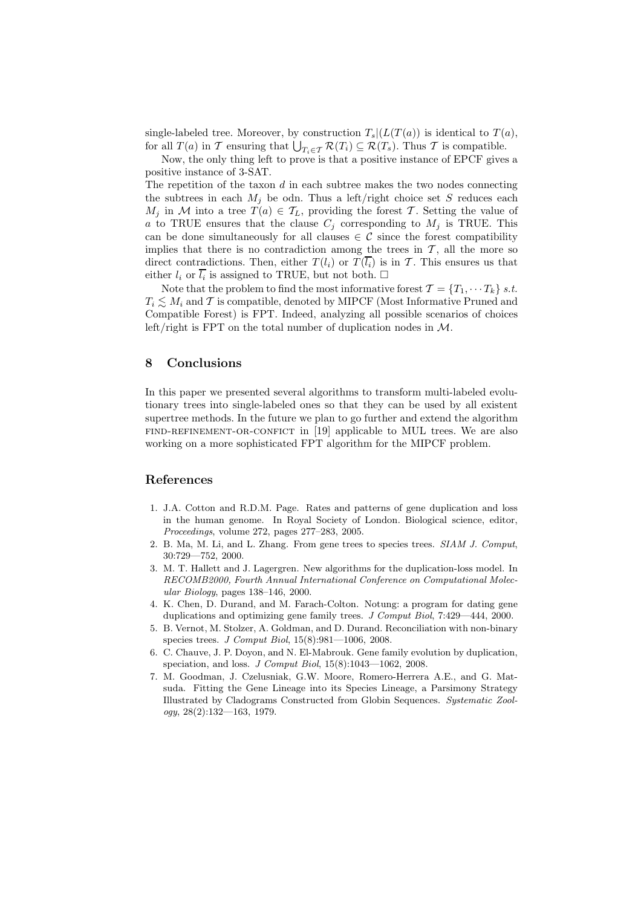single-labeled tree. Moreover, by construction $T_s|(L(T(a))$ is identical to $T(a)$, for all $T(a)$ in $\mathcal{T}$ ensuring that $\bigcup_{T_i \in \mathcal{T}} \mathcal{R}(T_i) \subseteq \mathcal{R}(T_s)$. Thus $\mathcal{T}$ is compatible.

Now, the only thing left to prove is that a positive instance of EPCF gives a positive instance of 3-SAT.

The repetition of the taxon $d$ in each subtree makes the two nodes connecting the subtrees in each $M_j$ be odn. Thus a left/right choice set $S$ reduces each $M_j$ in $\mathcal{M}$ into a tree $T(a) \in \mathcal{T}_L$, providing the forest $\mathcal{T}$. Setting the value of $a$ to TRUE ensures that the clause $C_j$ corresponding to $M_j$ is TRUE. This can be done simultaneously for all clauses $\in \mathcal{C}$ since the forest compatibility implies that there is no contradiction among the trees in $\mathcal{T}$, all the more so direct contradictions. Then, either $T(l_i)$ or $T(\overline{l_i})$ is in $\mathcal{T}$. This ensures us that either $l_i$ or $\overline{l_i}$ is assigned to TRUE, but not both. □

Note that the problem to find the most informative forest $\mathcal{T} = \{T_1, \cdots T_k\}$ *s.t.* $T_i \lesssim M_i$ and $\mathcal{T}$ is compatible, denoted by MIPCF (Most Informative Pruned and Compatible Forest) is FPT. Indeed, analyzing all possible scenarios of choices left/right is FPT on the total number of duplication nodes in $\mathcal{M}$.

## 8 Conclusions

In this paper we presented several algorithms to transform multi-labeled evolutionary trees into single-labeled ones so that they can be used by all existent supertree methods. In the future we plan to go further and extend the algorithm FIND-REFINEMENT-OR-CONFICT in [19] applicable to MUL trees. We are also working on a more sophisticated FPT algorithm for the MIPCF problem.

## References

1. J.A. Cotton and R.D.M. Page. Rates and patterns of gene duplication and loss in the human genome. In Royal Society of London. Biological science, editor, *Proceedings*, volume 272, pages 277–283, 2005.
2. B. Ma, M. Li, and L. Zhang. From gene trees to species trees. *SIAM J. Comput*, 30:729—752, 2000.
3. M. T. Hallett and J. Lagergren. New algorithms for the duplication-loss model. In *RECOMB2000, Fourth Annual International Conference on Computational Molecular Biology*, pages 138–146, 2000.
4. K. Chen, D. Durand, and M. Farach-Colton. Notung: a program for dating gene duplications and optimizing gene family trees. *J Comput Biol*, 7:429—444, 2000.
5. B. Vernot, M. Stolzer, A. Goldman, and D. Durand. Reconciliation with non-binary species trees. *J Comput Biol*, 15(8):981—1006, 2008.
6. C. Chauve, J. P. Doyon, and N. El-Mabrouk. Gene family evolution by duplication, speciation, and loss. *J Comput Biol*, 15(8):1043—1062, 2008.
7. M. Goodman, J. Czelusniak, G.W. Moore, Romero-Herrera A.E., and G. Matsuda. Fitting the Gene Lineage into its Species Lineage, a Parsimony Strategy Illustrated by Cladograms Constructed from Globin Sequences. *Systematic Zoology*, 28(2):132—163, 1979.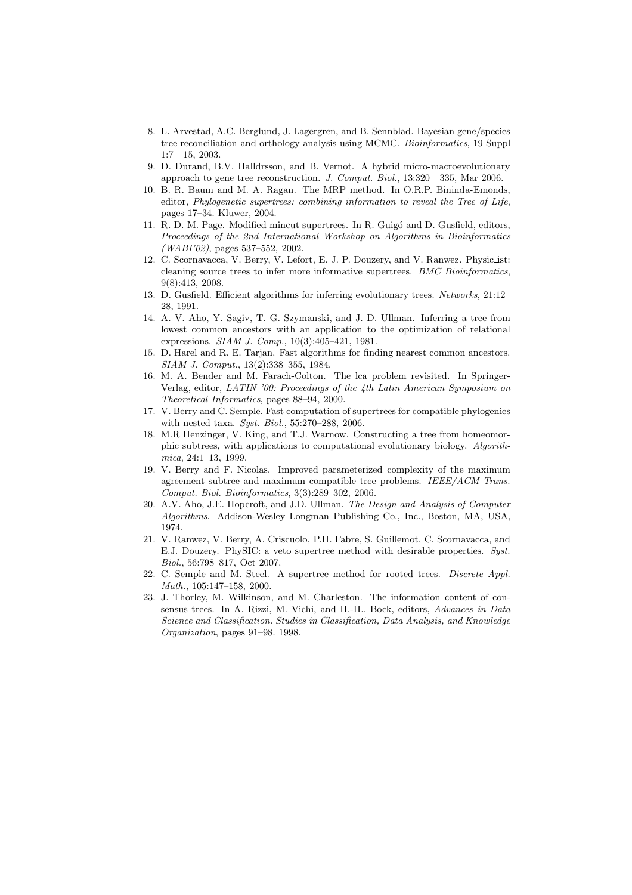8. L. Arvestad, A.C. Berglund, J. Lagergren, and B. Sennblad. Bayesian gene/species tree reconciliation and orthology analysis using MCMC. *Bioinformatics*, 19 Suppl 1:7—15, 2003.
9. D. Durand, B.V. Halldrsson, and B. Vernot. A hybrid micro-macroevolutionary approach to gene tree reconstruction. *J. Comput. Biol.*, 13:320—335, Mar 2006.
10. B. R. Baum and M. A. Ragan. The MRP method. In O.R.P. Bininda-Emonds, editor, *Phylogenetic supertrees: combining information to reveal the Tree of Life*, pages 17–34. Kluwer, 2004.
11. R. D. M. Page. Modified mincut supertrees. In R. Guigó and D. Gusfield, editors, *Proceedings of the 2nd International Workshop on Algorithms in Bioinformatics (WABI'02)*, pages 537–552, 2002.
12. C. Scornavacca, V. Berry, V. Lefort, E. J. P. Douzery, and V. Ranwez. Physic_ist: cleaning source trees to infer more informative supertrees. *BMC Bioinformatics*, 9(8):413, 2008.
13. D. Gusfield. Efficient algorithms for inferring evolutionary trees. *Networks*, 21:12–28, 1991.
14. A. V. Aho, Y. Sagiv, T. G. Szymanski, and J. D. Ullman. Inferring a tree from lowest common ancestors with an application to the optimization of relational expressions. *SIAM J. Comp.*, 10(3):405–421, 1981.
15. D. Harel and R. E. Tarjan. Fast algorithms for finding nearest common ancestors. *SIAM J. Comput.*, 13(2):338–355, 1984.
16. M. A. Bender and M. Farach-Colton. The lca problem revisited. In Springer-Verlag, editor, *LATIN '00: Proceedings of the 4th Latin American Symposium on Theoretical Informatics*, pages 88–94, 2000.
17. V. Berry and C. Semple. Fast computation of supertrees for compatible phylogenies with nested taxa. *Syst. Biol.*, 55:270–288, 2006.
18. M.R Henzinger, V. King, and T.J. Warnow. Constructing a tree from homeomorphic subtrees, with applications to computational evolutionary biology. *Algorithmica*, 24:1–13, 1999.
19. V. Berry and F. Nicolas. Improved parameterized complexity of the maximum agreement subtree and maximum compatible tree problems. *IEEE/ACM Trans. Comput. Biol. Bioinformatics*, 3(3):289–302, 2006.
20. A.V. Aho, J.E. Hopcroft, and J.D. Ullman. *The Design and Analysis of Computer Algorithms*. Addison-Wesley Longman Publishing Co., Inc., Boston, MA, USA, 1974.
21. V. Ranwez, V. Berry, A. Criscuolo, P.H. Fabre, S. Guillemot, C. Scornavacca, and E.J. Douzery. PhySIC: a veto supertree method with desirable properties. *Syst. Biol.*, 56:798–817, Oct 2007.
22. C. Semple and M. Steel. A supertree method for rooted trees. *Discrete Appl. Math.*, 105:147–158, 2000.
23. J. Thorley, M. Wilkinson, and M. Charleston. The information content of consensus trees. In A. Rizzi, M. Vichi, and H.-H.. Bock, editors, *Advances in Data Science and Classification. Studies in Classification, Data Analysis, and Knowledge Organization*, pages 91–98. 1998.